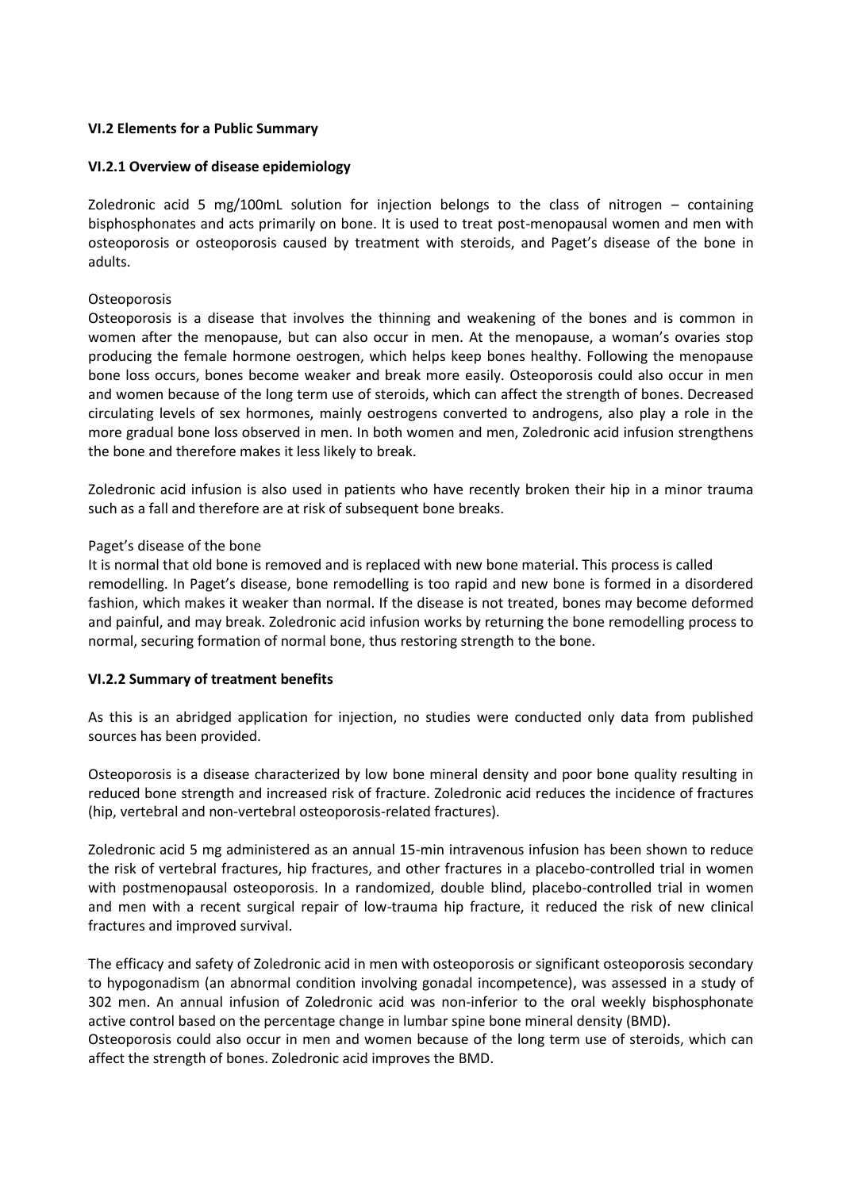**VI.2 Elements for a Public Summary**

**VI.2.1 Overview of disease epidemiology**

Zoledronic acid 5 mg/100mL solution for injection belongs to the class of nitrogen – containing bisphosphonates and acts primarily on bone. It is used to treat post-menopausal women and men with osteoporosis or osteoporosis caused by treatment with steroids, and Paget's disease of the bone in adults.

Osteoporosis

Osteoporosis is a disease that involves the thinning and weakening of the bones and is common in women after the menopause, but can also occur in men. At the menopause, a woman's ovaries stop producing the female hormone oestrogen, which helps keep bones healthy. Following the menopause bone loss occurs, bones become weaker and break more easily. Osteoporosis could also occur in men and women because of the long term use of steroids, which can affect the strength of bones. Decreased circulating levels of sex hormones, mainly oestrogens converted to androgens, also play a role in the more gradual bone loss observed in men. In both women and men, Zoledronic acid infusion strengthens the bone and therefore makes it less likely to break.

Zoledronic acid infusion is also used in patients who have recently broken their hip in a minor trauma such as a fall and therefore are at risk of subsequent bone breaks.

Paget's disease of the bone

It is normal that old bone is removed and is replaced with new bone material. This process is called remodelling. In Paget's disease, bone remodelling is too rapid and new bone is formed in a disordered fashion, which makes it weaker than normal. If the disease is not treated, bones may become deformed and painful, and may break. Zoledronic acid infusion works by returning the bone remodelling process to normal, securing formation of normal bone, thus restoring strength to the bone.

**VI.2.2 Summary of treatment benefits**

As this is an abridged application for injection, no studies were conducted only data from published sources has been provided.

Osteoporosis is a disease characterized by low bone mineral density and poor bone quality resulting in reduced bone strength and increased risk of fracture. Zoledronic acid reduces the incidence of fractures (hip, vertebral and non-vertebral osteoporosis-related fractures).

Zoledronic acid 5 mg administered as an annual 15-min intravenous infusion has been shown to reduce the risk of vertebral fractures, hip fractures, and other fractures in a placebo-controlled trial in women with postmenopausal osteoporosis. In a randomized, double blind, placebo-controlled trial in women and men with a recent surgical repair of low-trauma hip fracture, it reduced the risk of new clinical fractures and improved survival.

The efficacy and safety of Zoledronic acid in men with osteoporosis or significant osteoporosis secondary to hypogonadism (an abnormal condition involving gonadal incompetence), was assessed in a study of 302 men. An annual infusion of Zoledronic acid was non-inferior to the oral weekly bisphosphonate active control based on the percentage change in lumbar spine bone mineral density (BMD).

Osteoporosis could also occur in men and women because of the long term use of steroids, which can affect the strength of bones. Zoledronic acid improves the BMD.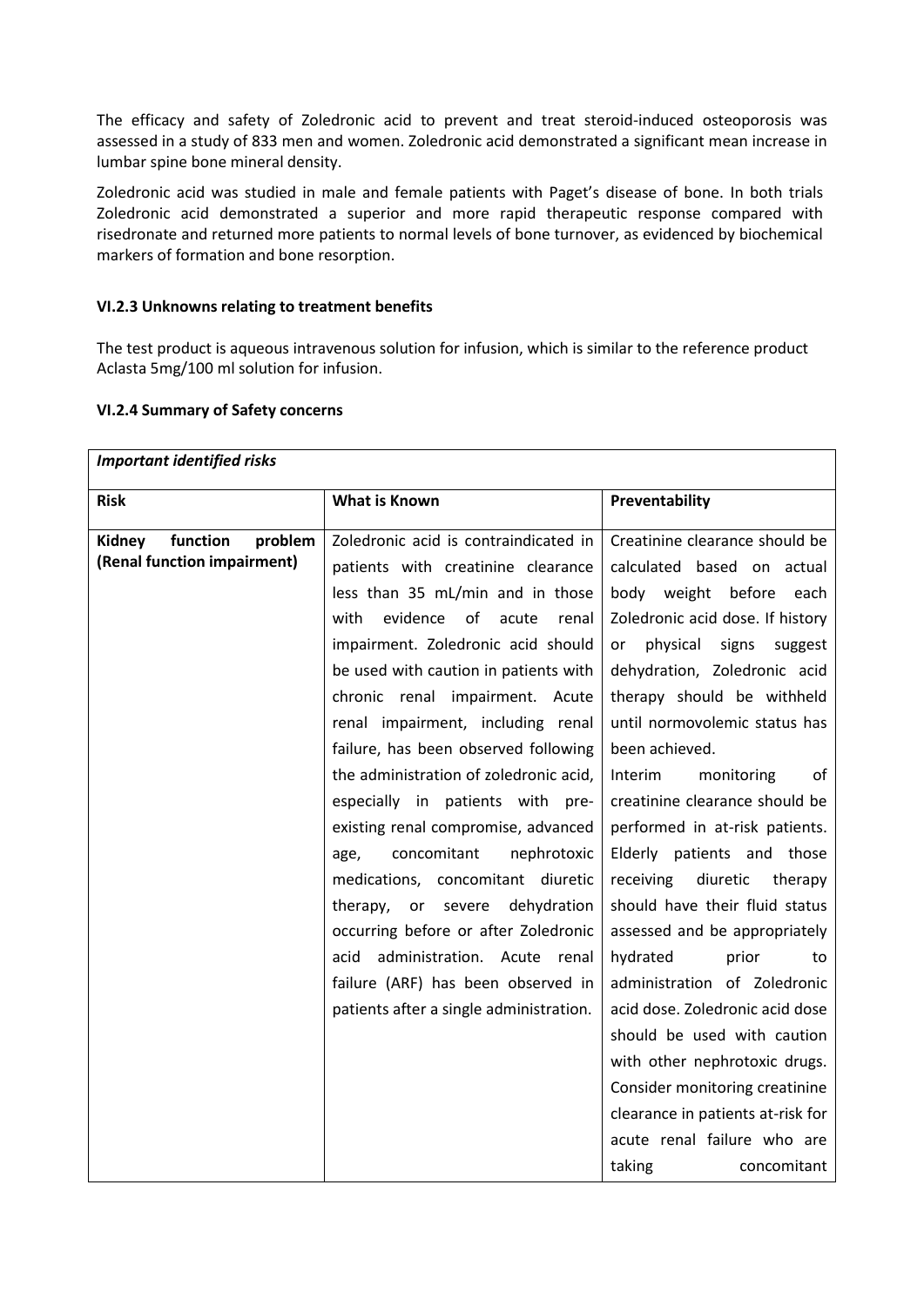The efficacy and safety of Zoledronic acid to prevent and treat steroid-induced osteoporosis was assessed in a study of 833 men and women. Zoledronic acid demonstrated a significant mean increase in lumbar spine bone mineral density.

Zoledronic acid was studied in male and female patients with Paget's disease of bone. In both trials Zoledronic acid demonstrated a superior and more rapid therapeutic response compared with risedronate and returned more patients to normal levels of bone turnover, as evidenced by biochemical markers of formation and bone resorption.

### VI.2.3 Unknowns relating to treatment benefits

The test product is aqueous intravenous solution for infusion, which is similar to the reference product Aclasta 5mg/100 ml solution for infusion.

### VI.2.4 Summary of Safety concerns

| ***Important identified risks*** | | |
|---|---|---|
| **Risk** | **What is Known** | **Preventability** |
| **Kidney function problem (Renal function impairment)** | Zoledronic acid is contraindicated in patients with creatinine clearance less than 35 mL/min and in those with evidence of acute renal impairment. Zoledronic acid should be used with caution in patients with chronic renal impairment. Acute renal impairment, including renal failure, has been observed following the administration of zoledronic acid, especially in patients with pre-existing renal compromise, advanced age, concomitant nephrotoxic medications, concomitant diuretic therapy, or severe dehydration occurring before or after Zoledronic acid administration. Acute renal failure (ARF) has been observed in patients after a single administration. | Creatinine clearance should be calculated based on actual body weight before each Zoledronic acid dose. If history or physical signs suggest dehydration, Zoledronic acid therapy should be withheld until normovolemic status has been achieved. Interim monitoring of creatinine clearance should be performed in at-risk patients. Elderly patients and those receiving diuretic therapy should have their fluid status assessed and be appropriately hydrated prior to administration of Zoledronic acid dose. Zoledronic acid dose should be used with caution with other nephrotoxic drugs. Consider monitoring creatinine clearance in patients at-risk for acute renal failure who are taking concomitant |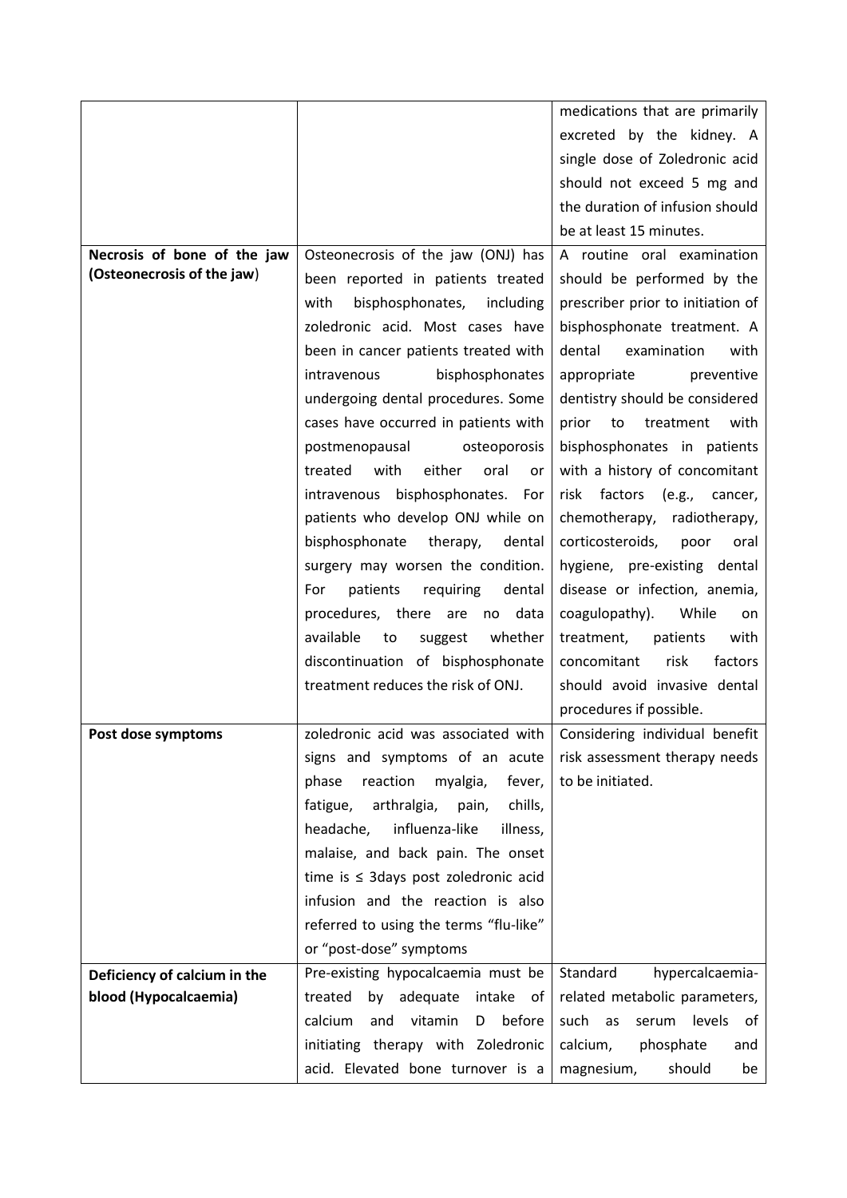| | | |
|---|---|---|
| | | medications that are primarily excreted by the kidney. A single dose of Zoledronic acid should not exceed 5 mg and the duration of infusion should be at least 15 minutes. |
| **Necrosis of bone of the jaw (Osteonecrosis of the jaw)** | Osteonecrosis of the jaw (ONJ) has been reported in patients treated with bisphosphonates, including zoledronic acid. Most cases have been in cancer patients treated with intravenous bisphosphonates undergoing dental procedures. Some cases have occurred in patients with postmenopausal osteoporosis treated with either oral or intravenous bisphosphonates. For patients who develop ONJ while on bisphosphonate therapy, dental surgery may worsen the condition. For patients requiring dental procedures, there are no data available to suggest whether discontinuation of bisphosphonate treatment reduces the risk of ONJ. | A routine oral examination should be performed by the prescriber prior to initiation of bisphosphonate treatment. A dental examination with appropriate preventive dentistry should be considered prior to treatment with bisphosphonates in patients with a history of concomitant risk factors (e.g., cancer, chemotherapy, radiotherapy, corticosteroids, poor oral hygiene, pre-existing dental disease or infection, anemia, coagulopathy). While on treatment, patients with concomitant risk factors should avoid invasive dental procedures if possible. |
| **Post dose symptoms** | zoledronic acid was associated with signs and symptoms of an acute phase reaction myalgia, fever, fatigue, arthralgia, pain, chills, headache, influenza-like illness, malaise, and back pain. The onset time is ≤ 3days post zoledronic acid infusion and the reaction is also referred to using the terms "flu-like" or "post-dose" symptoms | Considering individual benefit risk assessment therapy needs to be initiated. |
| **Deficiency of calcium in the blood (Hypocalcaemia)** | Pre-existing hypocalcaemia must be treated by adequate intake of calcium and vitamin D before initiating therapy with Zoledronic acid. Elevated bone turnover is a | Standard hypercalcaemia-related metabolic parameters, such as serum levels of calcium, phosphate and magnesium, should be |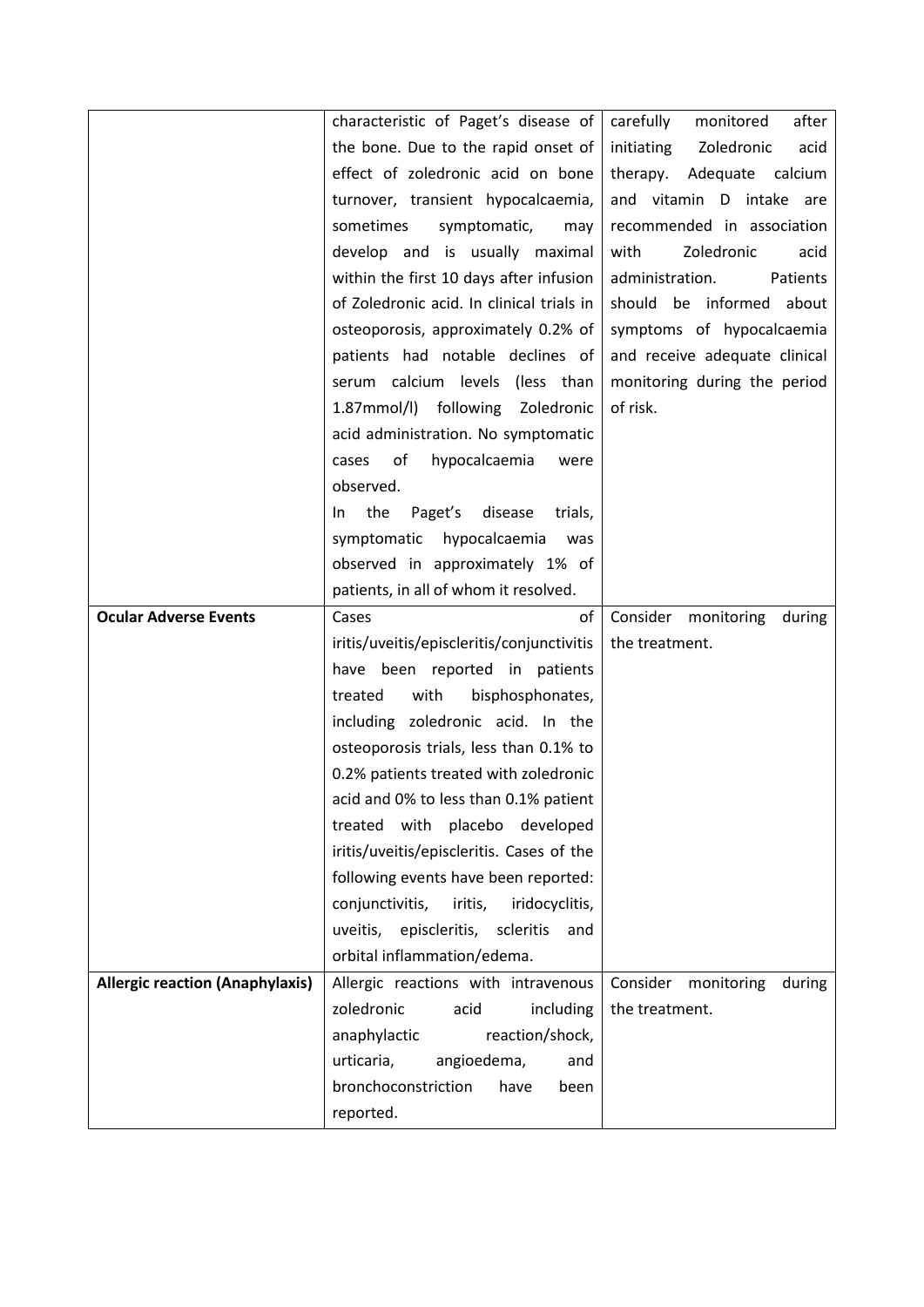| | | |
|---|---|---|
| | characteristic of Paget's disease of the bone. Due to the rapid onset of effect of zoledronic acid on bone turnover, transient hypocalcaemia, sometimes symptomatic, may develop and is usually maximal within the first 10 days after infusion of Zoledronic acid. In clinical trials in osteoporosis, approximately 0.2% of patients had notable declines of serum calcium levels (less than 1.87mmol/l) following Zoledronic acid administration. No symptomatic cases of hypocalcaemia were observed.<br>In the Paget's disease trials, symptomatic hypocalcaemia was observed in approximately 1% of patients, in all of whom it resolved. | carefully monitored after initiating Zoledronic acid therapy. Adequate calcium and vitamin D intake are recommended in association with Zoledronic acid administration. Patients should be informed about symptoms of hypocalcaemia and receive adequate clinical monitoring during the period of risk. |
| **Ocular Adverse Events** | Cases of iritis/uveitis/episcleritis/conjunctivitis have been reported in patients treated with bisphosphonates, including zoledronic acid. In the osteoporosis trials, less than 0.1% to 0.2% patients treated with zoledronic acid and 0% to less than 0.1% patient treated with placebo developed iritis/uveitis/episcleritis. Cases of the following events have been reported: conjunctivitis, iritis, iridocyclitis, uveitis, episcleritis, scleritis and orbital inflammation/edema. | Consider monitoring during the treatment. |
| **Allergic reaction (Anaphylaxis)** | Allergic reactions with intravenous zoledronic acid including anaphylactic reaction/shock, urticaria, angioedema, and bronchoconstriction have been reported. | Consider monitoring during the treatment. |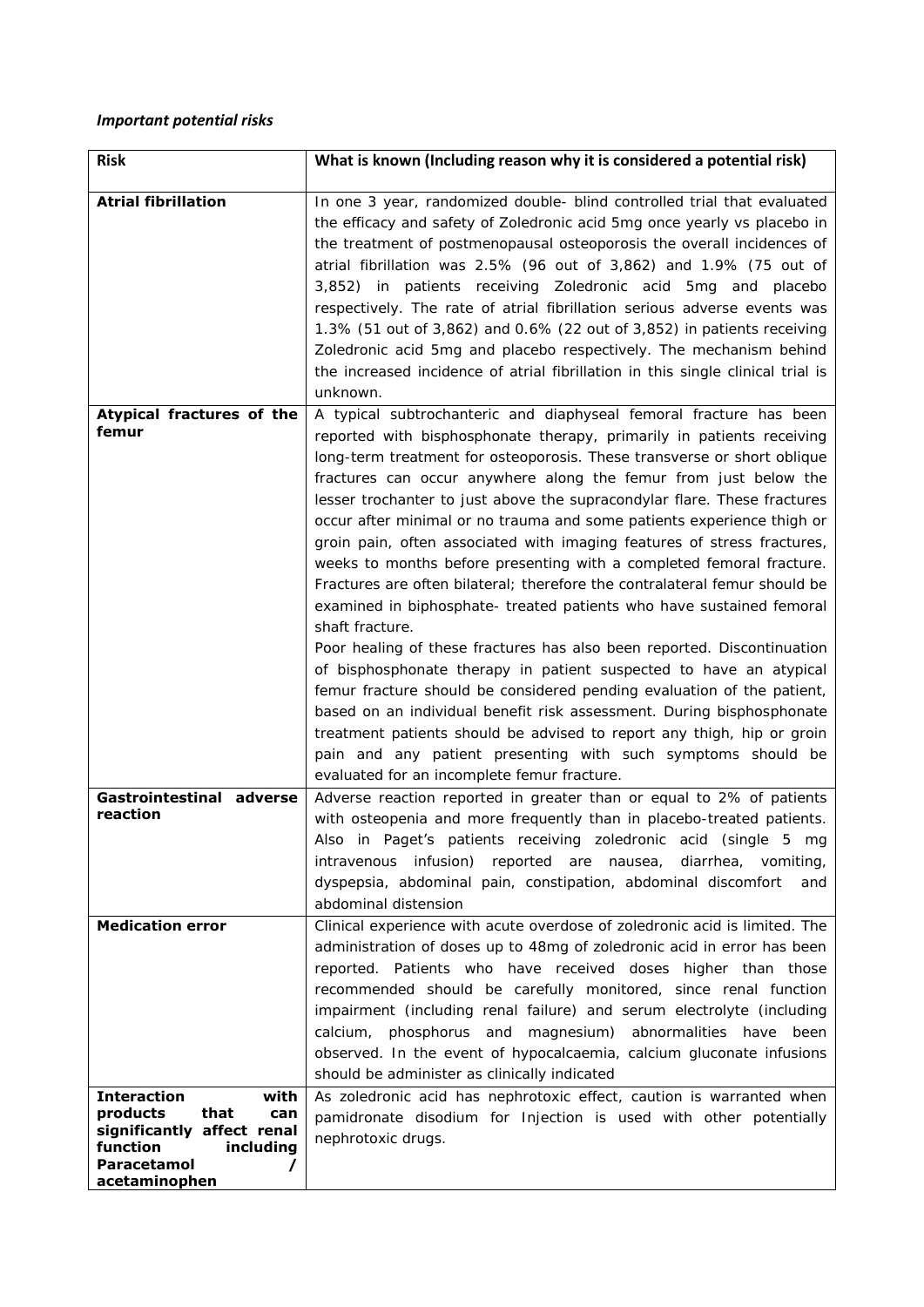***Important potential risks***

| **Risk** | **What is known (Including reason why it is considered a potential risk)** |
| --- | --- |
| **Atrial fibrillation** | In one 3 year, randomized double- blind controlled trial that evaluated the efficacy and safety of Zoledronic acid 5mg once yearly vs placebo in the treatment of postmenopausal osteoporosis the overall incidences of atrial fibrillation was 2.5% (96 out of 3,862) and 1.9% (75 out of 3,852) in patients receiving Zoledronic acid 5mg and placebo respectively. The rate of atrial fibrillation serious adverse events was 1.3% (51 out of 3,862) and 0.6% (22 out of 3,852) in patients receiving Zoledronic acid 5mg and placebo respectively. The mechanism behind the increased incidence of atrial fibrillation in this single clinical trial is unknown. |
| **Atypical fractures of the femur** | A typical subtrochanteric and diaphyseal femoral fracture has been reported with bisphosphonate therapy, primarily in patients receiving long-term treatment for osteoporosis. These transverse or short oblique fractures can occur anywhere along the femur from just below the lesser trochanter to just above the supracondylar flare. These fractures occur after minimal or no trauma and some patients experience thigh or groin pain, often associated with imaging features of stress fractures, weeks to months before presenting with a completed femoral fracture. Fractures are often bilateral; therefore the contralateral femur should be examined in biphosphate- treated patients who have sustained femoral shaft fracture.<br>Poor healing of these fractures has also been reported. Discontinuation of bisphosphonate therapy in patient suspected to have an atypical femur fracture should be considered pending evaluation of the patient, based on an individual benefit risk assessment. During bisphosphonate treatment patients should be advised to report any thigh, hip or groin pain and any patient presenting with such symptoms should be evaluated for an incomplete femur fracture. |
| **Gastrointestinal adverse reaction** | Adverse reaction reported in greater than or equal to 2% of patients with osteopenia and more frequently than in placebo-treated patients. Also in Paget's patients receiving zoledronic acid (single 5 mg intravenous infusion) reported are nausea, diarrhea, vomiting, dyspepsia, abdominal pain, constipation, abdominal discomfort and abdominal distension |
| **Medication error** | Clinical experience with acute overdose of zoledronic acid is limited. The administration of doses up to 48mg of zoledronic acid in error has been reported. Patients who have received doses higher than those recommended should be carefully monitored, since renal function impairment (including renal failure) and serum electrolyte (including calcium, phosphorus and magnesium) abnormalities have been observed. In the event of hypocalcaemia, calcium gluconate infusions should be administer as clinically indicated |
| **Interaction with products that can significantly affect renal function including Paracetamol / acetaminophen** | As zoledronic acid has nephrotoxic effect, caution is warranted when pamidronate disodium for Injection is used with other potentially nephrotoxic drugs. |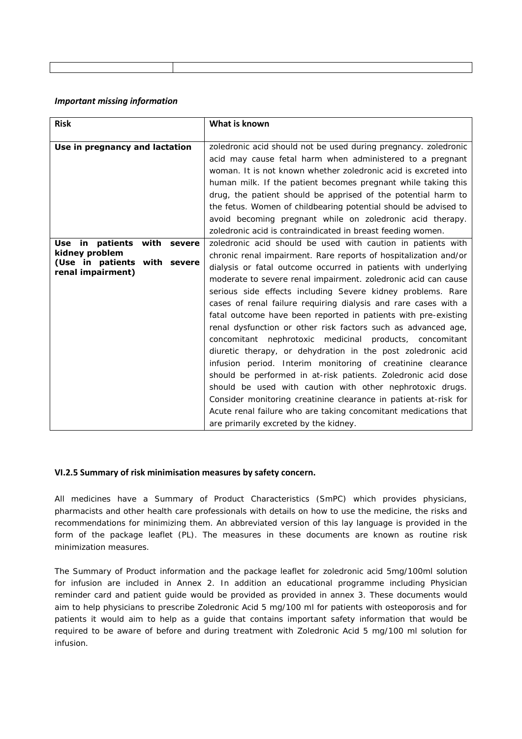*Important missing information*

| Risk | What is known |
|---|---|
| **Use in pregnancy and lactation** | zoledronic acid should not be used during pregnancy. zoledronic acid may cause fetal harm when administered to a pregnant woman. It is not known whether zoledronic acid is excreted into human milk. If the patient becomes pregnant while taking this drug, the patient should be apprised of the potential harm to the fetus. Women of childbearing potential should be advised to avoid becoming pregnant while on zoledronic acid therapy. zoledronic acid is contraindicated in breast feeding women. |
| **Use in patients with severe kidney problem (Use in patients with severe renal impairment)** | zoledronic acid should be used with caution in patients with chronic renal impairment. Rare reports of hospitalization and/or dialysis or fatal outcome occurred in patients with underlying moderate to severe renal impairment. zoledronic acid can cause serious side effects including Severe kidney problems. Rare cases of renal failure requiring dialysis and rare cases with a fatal outcome have been reported in patients with pre-existing renal dysfunction or other risk factors such as advanced age, concomitant nephrotoxic medicinal products, concomitant diuretic therapy, or dehydration in the post zoledronic acid infusion period. Interim monitoring of creatinine clearance should be performed in at-risk patients. Zoledronic acid dose should be used with caution with other nephrotoxic drugs. Consider monitoring creatinine clearance in patients at-risk for Acute renal failure who are taking concomitant medications that are primarily excreted by the kidney. |

### VI.2.5 Summary of risk minimisation measures by safety concern.

All medicines have a Summary of Product Characteristics (SmPC) which provides physicians, pharmacists and other health care professionals with details on how to use the medicine, the risks and recommendations for minimizing them. An abbreviated version of this lay language is provided in the form of the package leaflet (PL). The measures in these documents are known as routine risk minimization measures.

The Summary of Product information and the package leaflet for zoledronic acid 5mg/100ml solution for infusion are included in Annex 2. In addition an educational programme including Physician reminder card and patient guide would be provided as provided in annex 3. These documents would aim to help physicians to prescribe Zoledronic Acid 5 mg/100 ml for patients with osteoporosis and for patients it would aim to help as a guide that contains important safety information that would be required to be aware of before and during treatment with Zoledronic Acid 5 mg/100 ml solution for infusion.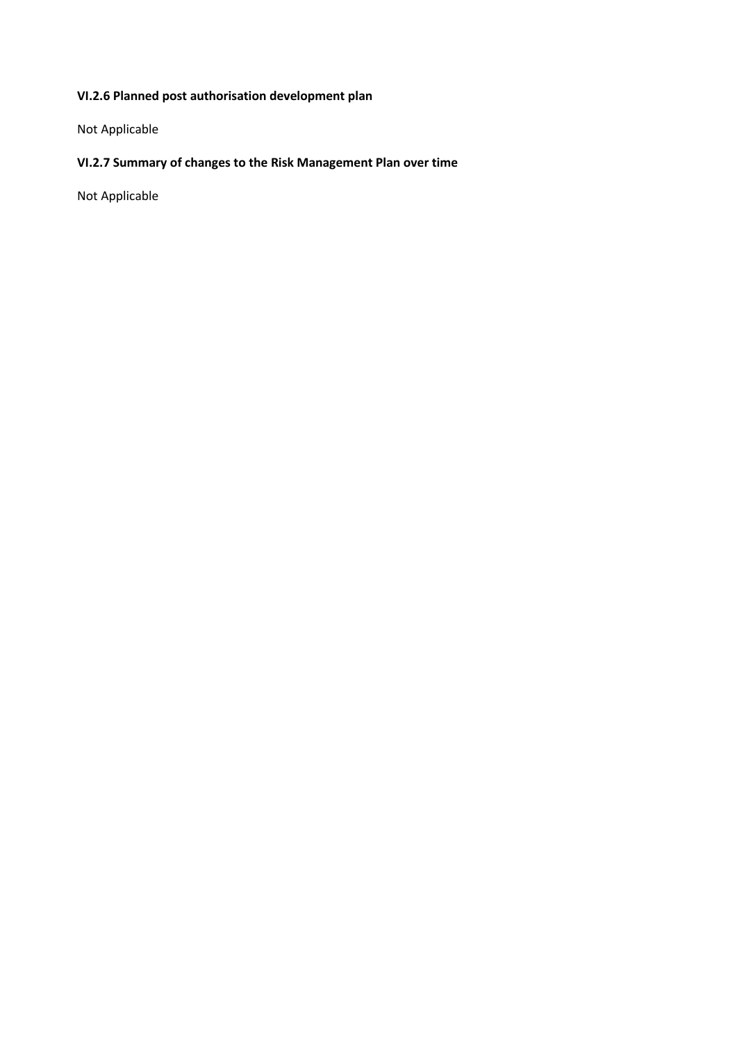### VI.2.6 Planned post authorisation development plan

Not Applicable

### VI.2.7 Summary of changes to the Risk Management Plan over time

Not Applicable